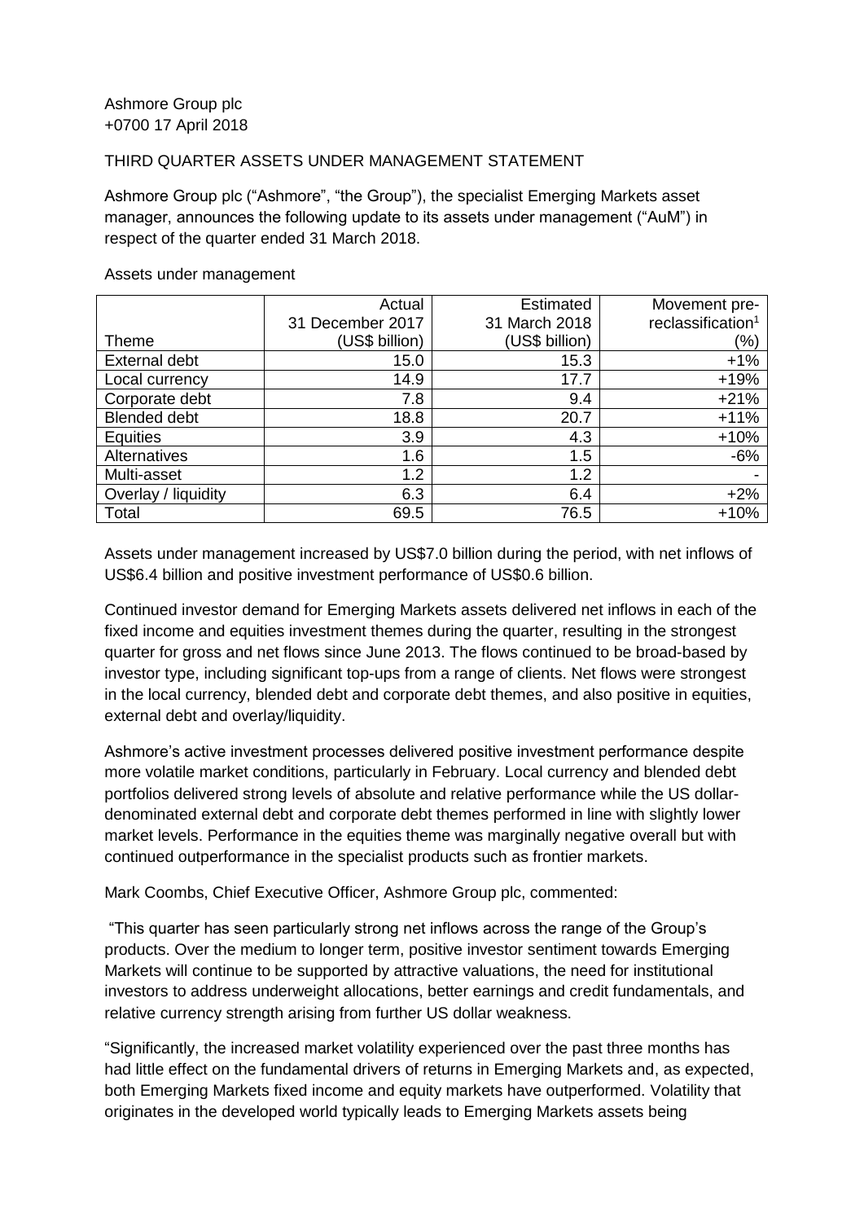Ashmore Group plc
+0700 17 April 2018

THIRD QUARTER ASSETS UNDER MANAGEMENT STATEMENT

Ashmore Group plc ("Ashmore", "the Group"), the specialist Emerging Markets asset manager, announces the following update to its assets under management ("AuM") in respect of the quarter ended 31 March 2018.

Assets under management

| Theme | Actual 31 December 2017 (US$ billion) | Estimated 31 March 2018 (US$ billion) | Movement pre-reclassification[1] (%) |
|---|---|---|---|
| External debt | 15.0 | 15.3 | +1% |
| Local currency | 14.9 | 17.7 | +19% |
| Corporate debt | 7.8 | 9.4 | +21% |
| Blended debt | 18.8 | 20.7 | +11% |
| Equities | 3.9 | 4.3 | +10% |
| Alternatives | 1.6 | 1.5 | -6% |
| Multi-asset | 1.2 | 1.2 | - |
| Overlay / liquidity | 6.3 | 6.4 | +2% |
| Total | 69.5 | 76.5 | +10% |

Assets under management increased by US$7.0 billion during the period, with net inflows of US$6.4 billion and positive investment performance of US$0.6 billion.

Continued investor demand for Emerging Markets assets delivered net inflows in each of the fixed income and equities investment themes during the quarter, resulting in the strongest quarter for gross and net flows since June 2013. The flows continued to be broad-based by investor type, including significant top-ups from a range of clients. Net flows were strongest in the local currency, blended debt and corporate debt themes, and also positive in equities, external debt and overlay/liquidity.

Ashmore's active investment processes delivered positive investment performance despite more volatile market conditions, particularly in February. Local currency and blended debt portfolios delivered strong levels of absolute and relative performance while the US dollar-denominated external debt and corporate debt themes performed in line with slightly lower market levels. Performance in the equities theme was marginally negative overall but with continued outperformance in the specialist products such as frontier markets.

Mark Coombs, Chief Executive Officer, Ashmore Group plc, commented:

"This quarter has seen particularly strong net inflows across the range of the Group's products. Over the medium to longer term, positive investor sentiment towards Emerging Markets will continue to be supported by attractive valuations, the need for institutional investors to address underweight allocations, better earnings and credit fundamentals, and relative currency strength arising from further US dollar weakness.

"Significantly, the increased market volatility experienced over the past three months has had little effect on the fundamental drivers of returns in Emerging Markets and, as expected, both Emerging Markets fixed income and equity markets have outperformed. Volatility that originates in the developed world typically leads to Emerging Markets assets being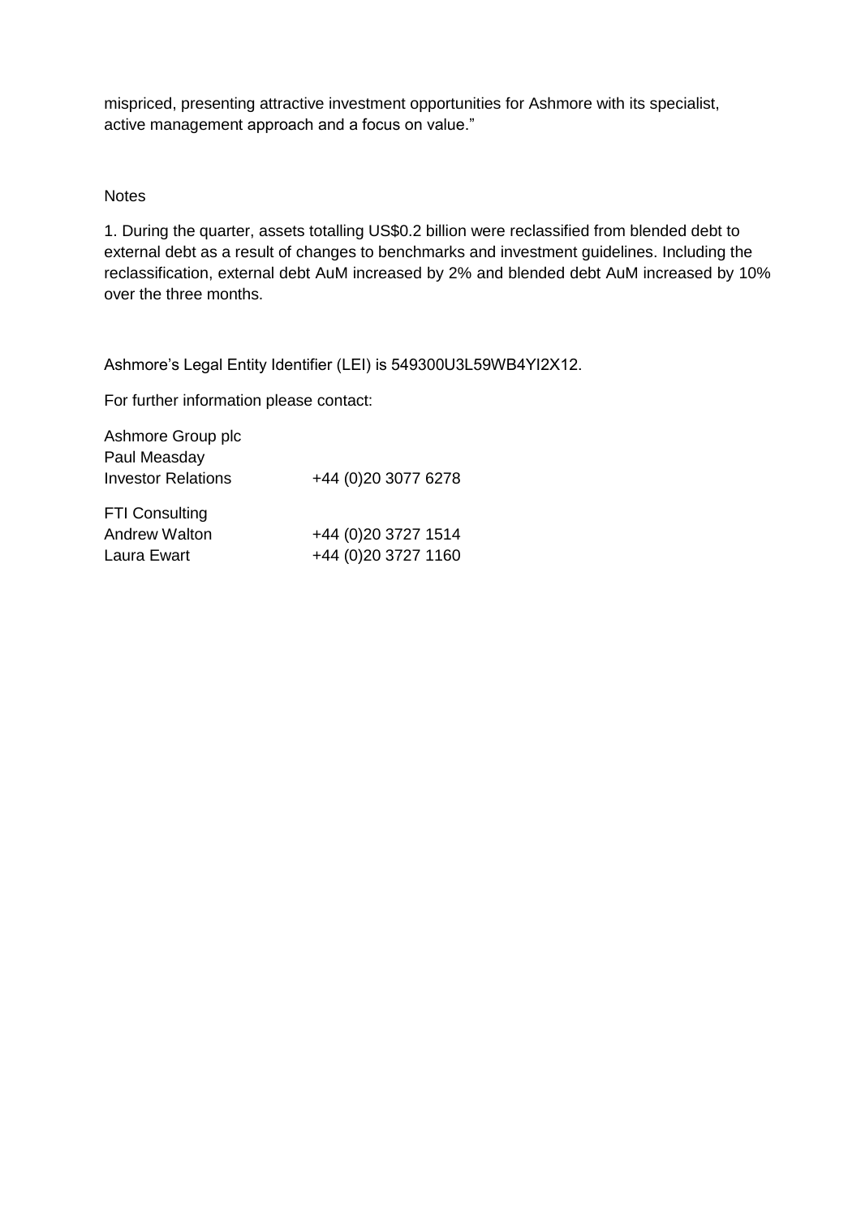mispriced, presenting attractive investment opportunities for Ashmore with its specialist, active management approach and a focus on value."

Notes

1. During the quarter, assets totalling US$0.2 billion were reclassified from blended debt to external debt as a result of changes to benchmarks and investment guidelines. Including the reclassification, external debt AuM increased by 2% and blended debt AuM increased by 10% over the three months.

Ashmore's Legal Entity Identifier (LEI) is 549300U3L59WB4YI2X12.

For further information please contact:

| | |
|---|---|
| Ashmore Group plc | |
| Paul Measday | |
| Investor Relations | +44 (0)20 3077 6278 |
| FTI Consulting | |
| Andrew Walton | +44 (0)20 3727 1514 |
| Laura Ewart | +44 (0)20 3727 1160 |